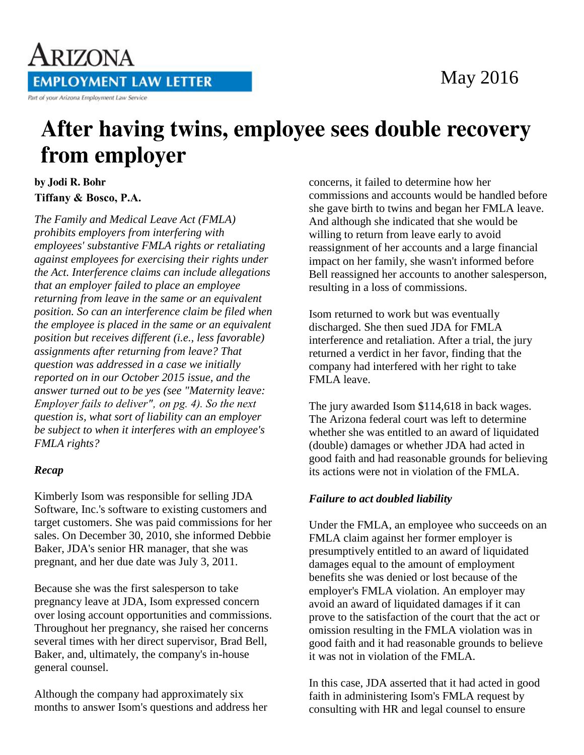# After having twins, employee sees double recovery from employer

**by Jodi R. Bohr**
**Tiffany & Bosco, P.A.**

*The Family and Medical Leave Act (FMLA) prohibits employers from interfering with employees' substantive FMLA rights or retaliating against employees for exercising their rights under the Act. Interference claims can include allegations that an employer failed to place an employee returning from leave in the same or an equivalent position. So can an interference claim be filed when the employee is placed in the same or an equivalent position but receives different (i.e., less favorable) assignments after returning from leave? That question was addressed in a case we initially reported on in our October 2015 issue, and the answer turned out to be yes (see "Maternity leave: Employer fails to deliver", on pg. 4). So the next question is, what sort of liability can an employer be subject to when it interferes with an employee's FMLA rights?*

### *Recap*

Kimberly Isom was responsible for selling JDA Software, Inc.'s software to existing customers and target customers. She was paid commissions for her sales. On December 30, 2010, she informed Debbie Baker, JDA's senior HR manager, that she was pregnant, and her due date was July 3, 2011.

Because she was the first salesperson to take pregnancy leave at JDA, Isom expressed concern over losing account opportunities and commissions. Throughout her pregnancy, she raised her concerns several times with her direct supervisor, Brad Bell, Baker, and, ultimately, the company's in-house general counsel.

Although the company had approximately six months to answer Isom's questions and address her concerns, it failed to determine how her commissions and accounts would be handled before she gave birth to twins and began her FMLA leave. And although she indicated that she would be willing to return from leave early to avoid reassignment of her accounts and a large financial impact on her family, she wasn't informed before Bell reassigned her accounts to another salesperson, resulting in a loss of commissions.

Isom returned to work but was eventually discharged. She then sued JDA for FMLA interference and retaliation. After a trial, the jury returned a verdict in her favor, finding that the company had interfered with her right to take FMLA leave.

The jury awarded Isom $114,618 in back wages. The Arizona federal court was left to determine whether she was entitled to an award of liquidated (double) damages or whether JDA had acted in good faith and had reasonable grounds for believing its actions were not in violation of the FMLA.

### *Failure to act doubled liability*

Under the FMLA, an employee who succeeds on an FMLA claim against her former employer is presumptively entitled to an award of liquidated damages equal to the amount of employment benefits she was denied or lost because of the employer's FMLA violation. An employer may avoid an award of liquidated damages if it can prove to the satisfaction of the court that the act or omission resulting in the FMLA violation was in good faith and it had reasonable grounds to believe it was not in violation of the FMLA.

In this case, JDA asserted that it had acted in good faith in administering Isom's FMLA request by consulting with HR and legal counsel to ensure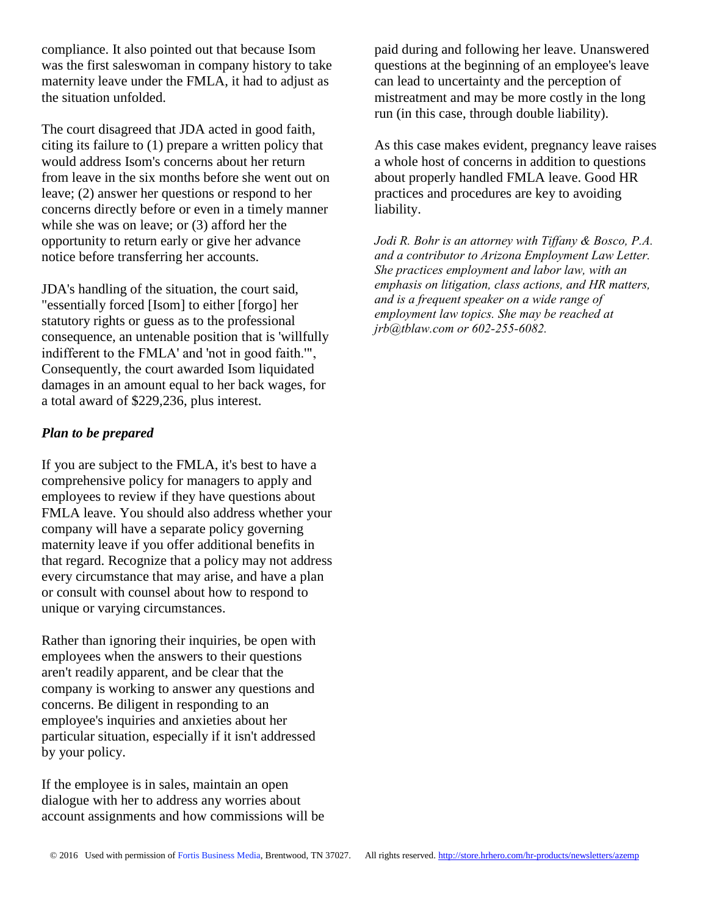compliance. It also pointed out that because Isom was the first saleswoman in company history to take maternity leave under the FMLA, it had to adjust as the situation unfolded.

The court disagreed that JDA acted in good faith, citing its failure to (1) prepare a written policy that would address Isom's concerns about her return from leave in the six months before she went out on leave; (2) answer her questions or respond to her concerns directly before or even in a timely manner while she was on leave; or (3) afford her the opportunity to return early or give her advance notice before transferring her accounts.

JDA's handling of the situation, the court said, "essentially forced [Isom] to either [forgo] her statutory rights or guess as to the professional consequence, an untenable position that is 'willfully indifferent to the FMLA' and 'not in good faith.'", Consequently, the court awarded Isom liquidated damages in an amount equal to her back wages, for a total award of $229,236, plus interest.

***Plan to be prepared***

If you are subject to the FMLA, it's best to have a comprehensive policy for managers to apply and employees to review if they have questions about FMLA leave. You should also address whether your company will have a separate policy governing maternity leave if you offer additional benefits in that regard. Recognize that a policy may not address every circumstance that may arise, and have a plan or consult with counsel about how to respond to unique or varying circumstances.

Rather than ignoring their inquiries, be open with employees when the answers to their questions aren't readily apparent, and be clear that the company is working to answer any questions and concerns. Be diligent in responding to an employee's inquiries and anxieties about her particular situation, especially if it isn't addressed by your policy.

If the employee is in sales, maintain an open dialogue with her to address any worries about account assignments and how commissions will be paid during and following her leave. Unanswered questions at the beginning of an employee's leave can lead to uncertainty and the perception of mistreatment and may be more costly in the long run (in this case, through double liability).

As this case makes evident, pregnancy leave raises a whole host of concerns in addition to questions about properly handled FMLA leave. Good HR practices and procedures are key to avoiding liability.

*Jodi R. Bohr is an attorney with Tiffany & Bosco, P.A. and a contributor to Arizona Employment Law Letter. She practices employment and labor law, with an emphasis on litigation, class actions, and HR matters, and is a frequent speaker on a wide range of employment law topics. She may be reached at jrb@tblaw.com or 602-255-6082.*

© 2016 Used with permission of Fortis Business Media, Brentwood, TN 37027. All rights reserved. http://store.hrhero.com/hr-products/newsletters/azemp